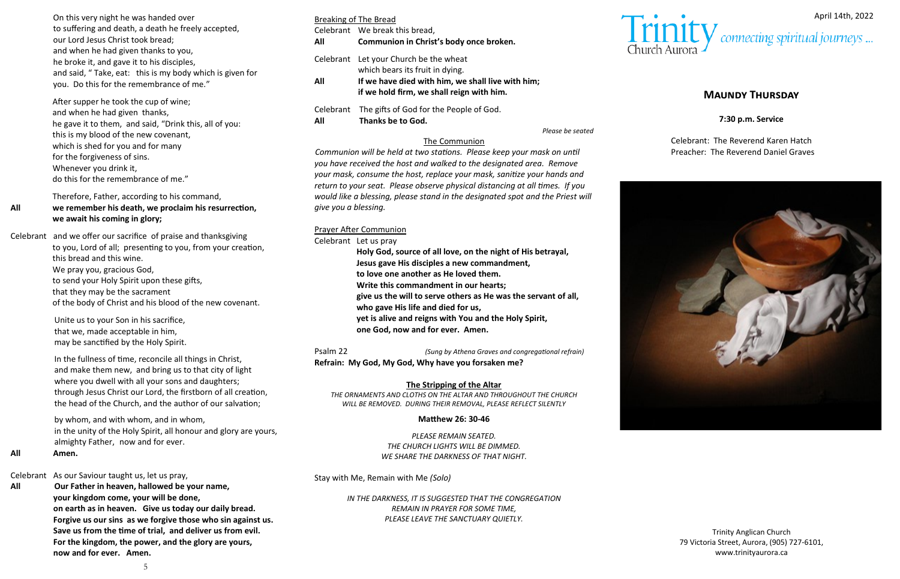On this very night he was handed over
to suffering and death, a death he freely accepted,
our Lord Jesus Christ took bread;
and when he had given thanks to you,
he broke it, and gave it to his disciples,
and said, " Take, eat: this is my body which is given for you. Do this for the remembrance of me."

After supper he took the cup of wine;
and when he had given thanks,
he gave it to them, and said, "Drink this, all of you:
this is my blood of the new covenant,
which is shed for you and for many
for the forgiveness of sins.
Whenever you drink it,
do this for the remembrance of me."

Therefore, Father, according to his command,

**All** **we remember his death, we proclaim his resurrection, we await his coming in glory;**

Celebrant and we offer our sacrifice of praise and thanksgiving
to you, Lord of all; presenting to you, from your creation,
this bread and this wine.
We pray you, gracious God,
to send your Holy Spirit upon these gifts,
that they may be the sacrament
of the body of Christ and his blood of the new covenant.

Unite us to your Son in his sacrifice,
that we, made acceptable in him,
may be sanctified by the Holy Spirit.

In the fullness of time, reconcile all things in Christ,
and make them new, and bring us to that city of light
where you dwell with all your sons and daughters;
through Jesus Christ our Lord, the firstborn of all creation,
the head of the Church, and the author of our salvation;

by whom, and with whom, and in whom,
in the unity of the Holy Spirit, all honour and glory are yours,
almighty Father, now and for ever.

**All** **Amen.**

Celebrant As our Saviour taught us, let us pray,

**All** **Our Father in heaven, hallowed be your name,
your kingdom come, your will be done,
on earth as in heaven. Give us today our daily bread.
Forgive us our sins as we forgive those who sin against us.
Save us from the time of trial, and deliver us from evil.
For the kingdom, the power, and the glory are yours,
now and for ever. Amen.**

<u>Breaking of The Bread</u>

Celebrant We break this bread,

**All** **Communion in Christ's body once broken.**

Celebrant Let your Church be the wheat
which bears its fruit in dying.

**All** **If we have died with him, we shall live with him;
if we hold firm, we shall reign with him.**

Celebrant The gifts of God for the People of God.

**All** **Thanks be to God.**

*Please be seated*

<u>The Communion</u>

*Communion will be held at two stations. Please keep your mask on until you have received the host and walked to the designated area. Remove your mask, consume the host, replace your mask, sanitize your hands and return to your seat. Please observe physical distancing at all times. If you would like a blessing, please stand in the designated spot and the Priest will give you a blessing.*

<u>Prayer After Communion</u>

Celebrant Let us pray

**Holy God, source of all love, on the night of His betrayal,
Jesus gave His disciples a new commandment,
to love one another as He loved them.
Write this commandment in our hearts;
give us the will to serve others as He was the servant of all,
who gave His life and died for us,
yet is alive and reigns with You and the Holy Spirit,
one God, now and for ever. Amen.**

Psalm 22 *(Sung by Athena Graves and congregational refrain)*

**Refrain: My God, My God, Why have you forsaken me?**

**<u>The Stripping of the Altar</u>**

*THE ORNAMENTS AND CLOTHS ON THE ALTAR AND THROUGHOUT THE CHURCH WILL BE REMOVED. DURING THEIR REMOVAL, PLEASE REFLECT SILENTLY*

**Matthew 26: 30-46**

*PLEASE REMAIN SEATED.
THE CHURCH LIGHTS WILL BE DIMMED.
WE SHARE THE DARKNESS OF THAT NIGHT.*

Stay with Me, Remain with Me *(Solo)*

*IN THE DARKNESS, IT IS SUGGESTED THAT THE CONGREGATION REMAIN IN PRAYER FOR SOME TIME,
PLEASE LEAVE THE SANCTUARY QUIETLY.*

April 14th, 2022

Trinity Church Aurora — *connecting spiritual journeys ...*

## MAUNDY THURSDAY

**7:30 p.m. Service**

Celebrant: The Reverend Karen Hatch
Preacher: The Reverend Daniel Graves

Trinity Anglican Church
79 Victoria Street, Aurora, (905) 727-6101,
www.trinityaurora.ca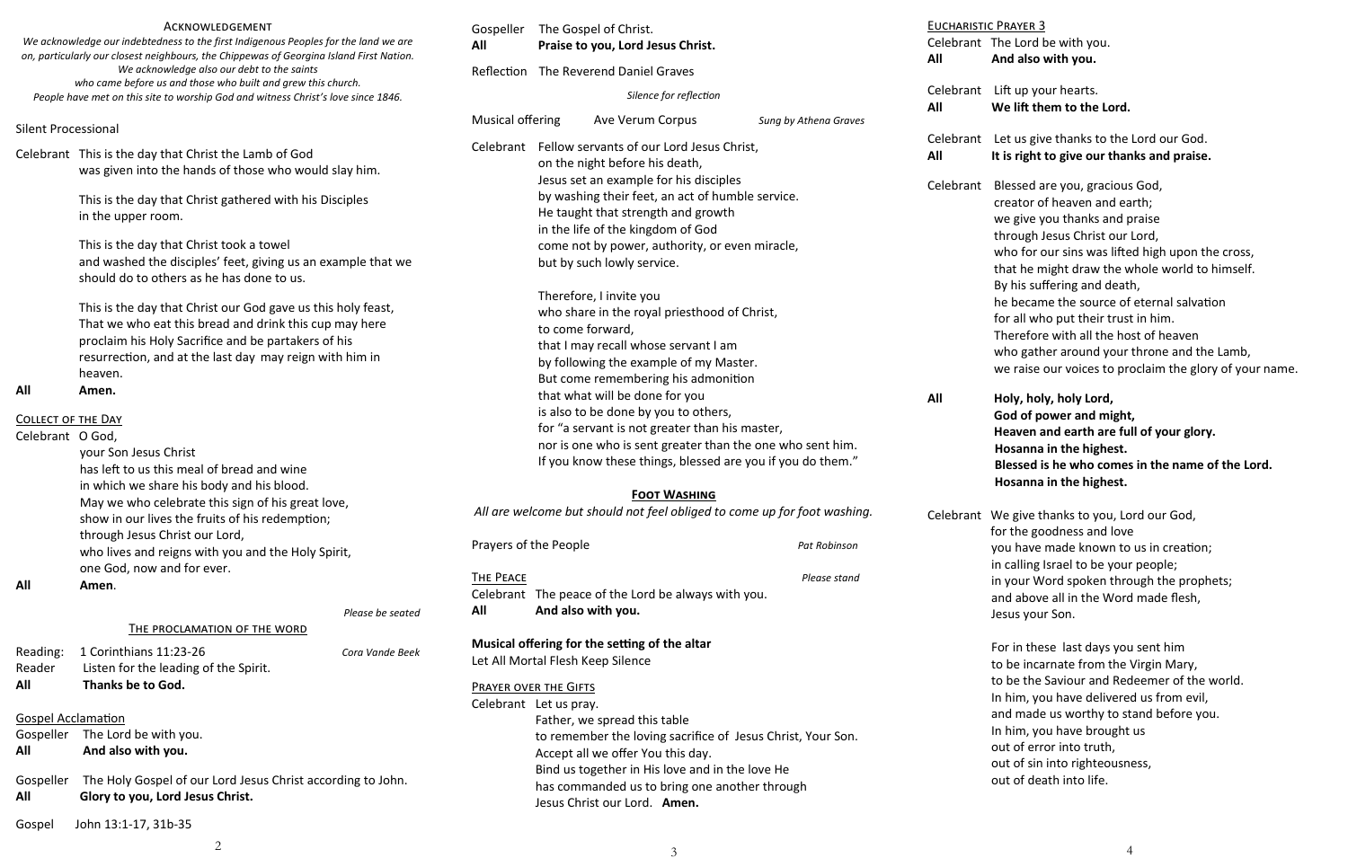## Acknowledgement

*We acknowledge our indebtedness to the first Indigenous Peoples for the land we are on, particularly our closest neighbours, the Chippewas of Georgina Island First Nation. We acknowledge also our debt to the saints who came before us and those who built and grew this church. People have met on this site to worship God and witness Christ's love since 1846.*

Silent Processional

Celebrant This is the day that Christ the Lamb of God was given into the hands of those who would slay him.

This is the day that Christ gathered with his Disciples in the upper room.

This is the day that Christ took a towel and washed the disciples' feet, giving us an example that we should do to others as he has done to us.

This is the day that Christ our God gave us this holy feast, That we who eat this bread and drink this cup may here proclaim his Holy Sacrifice and be partakers of his resurrection, and at the last day may reign with him in heaven.

**All Amen.**

## Collect of the Day

Celebrant O God,
your Son Jesus Christ
has left to us this meal of bread and wine
in which we share his body and his blood.
May we who celebrate this sign of his great love,
show in our lives the fruits of his redemption;
through Jesus Christ our Lord,
who lives and reigns with you and the Holy Spirit,
one God, now and for ever.

**All Amen**.

*Please be seated*

## The proclamation of the word

Reading: 1 Corinthians 11:23-26 *Cora Vande Beek*

Reader Listen for the leading of the Spirit.

**All Thanks be to God.**

Gospel Acclamation

Gospeller The Lord be with you.

**All And also with you.**

Gospeller The Holy Gospel of our Lord Jesus Christ according to John.

**All Glory to you, Lord Jesus Christ.**

Gospel John 13:1-17, 31b-35

Gospeller The Gospel of Christ.

**All Praise to you, Lord Jesus Christ.**

Reflection The Reverend Daniel Graves

*Silence for reflection*

Musical offering Ave Verum Corpus *Sung by Athena Graves*

Celebrant Fellow servants of our Lord Jesus Christ,
on the night before his death,
Jesus set an example for his disciples
by washing their feet, an act of humble service.
He taught that strength and growth
in the life of the kingdom of God
come not by power, authority, or even miracle,
but by such lowly service.

Therefore, I invite you
who share in the royal priesthood of Christ,
to come forward,
that I may recall whose servant I am
by following the example of my Master.
But come remembering his admonition
that what will be done for you
is also to be done by you to others,
for "a servant is not greater than his master,
nor is one who is sent greater than the one who sent him.
If you know these things, blessed are you if you do them."

## Foot Washing

*All are welcome but should not feel obliged to come up for foot washing.*

Prayers of the People *Pat Robinson*

## The Peace

*Please stand*

Celebrant The peace of the Lord be always with you.

**All And also with you.**

**Musical offering for the setting of the altar**
Let All Mortal Flesh Keep Silence

## Prayer over the Gifts

Celebrant Let us pray.
Father, we spread this table
to remember the loving sacrifice of Jesus Christ, Your Son.
Accept all we offer You this day.
Bind us together in His love and in the love He
has commanded us to bring one another through
Jesus Christ our Lord. **Amen.**

## Eucharistic Prayer 3

Celebrant The Lord be with you.

**All And also with you.**

Celebrant Lift up your hearts.

**All We lift them to the Lord.**

Celebrant Let us give thanks to the Lord our God.

**All It is right to give our thanks and praise.**

Celebrant Blessed are you, gracious God,
creator of heaven and earth;
we give you thanks and praise
through Jesus Christ our Lord,
who for our sins was lifted high upon the cross,
that he might draw the whole world to himself.
By his suffering and death,
he became the source of eternal salvation
for all who put their trust in him.
Therefore with all the host of heaven
who gather around your throne and the Lamb,
we raise our voices to proclaim the glory of your name.

**All Holy, holy, holy Lord,
God of power and might,
Heaven and earth are full of your glory.
Hosanna in the highest.
Blessed is he who comes in the name of the Lord.
Hosanna in the highest.**

Celebrant We give thanks to you, Lord our God,
for the goodness and love
you have made known to us in creation;
in calling Israel to be your people;
in your Word spoken through the prophets;
and above all in the Word made flesh,
Jesus your Son.

For in these last days you sent him
to be incarnate from the Virgin Mary,
to be the Saviour and Redeemer of the world.
In him, you have delivered us from evil,
and made us worthy to stand before you.
In him, you have brought us
out of error into truth,
out of sin into righteousness,
out of death into life.